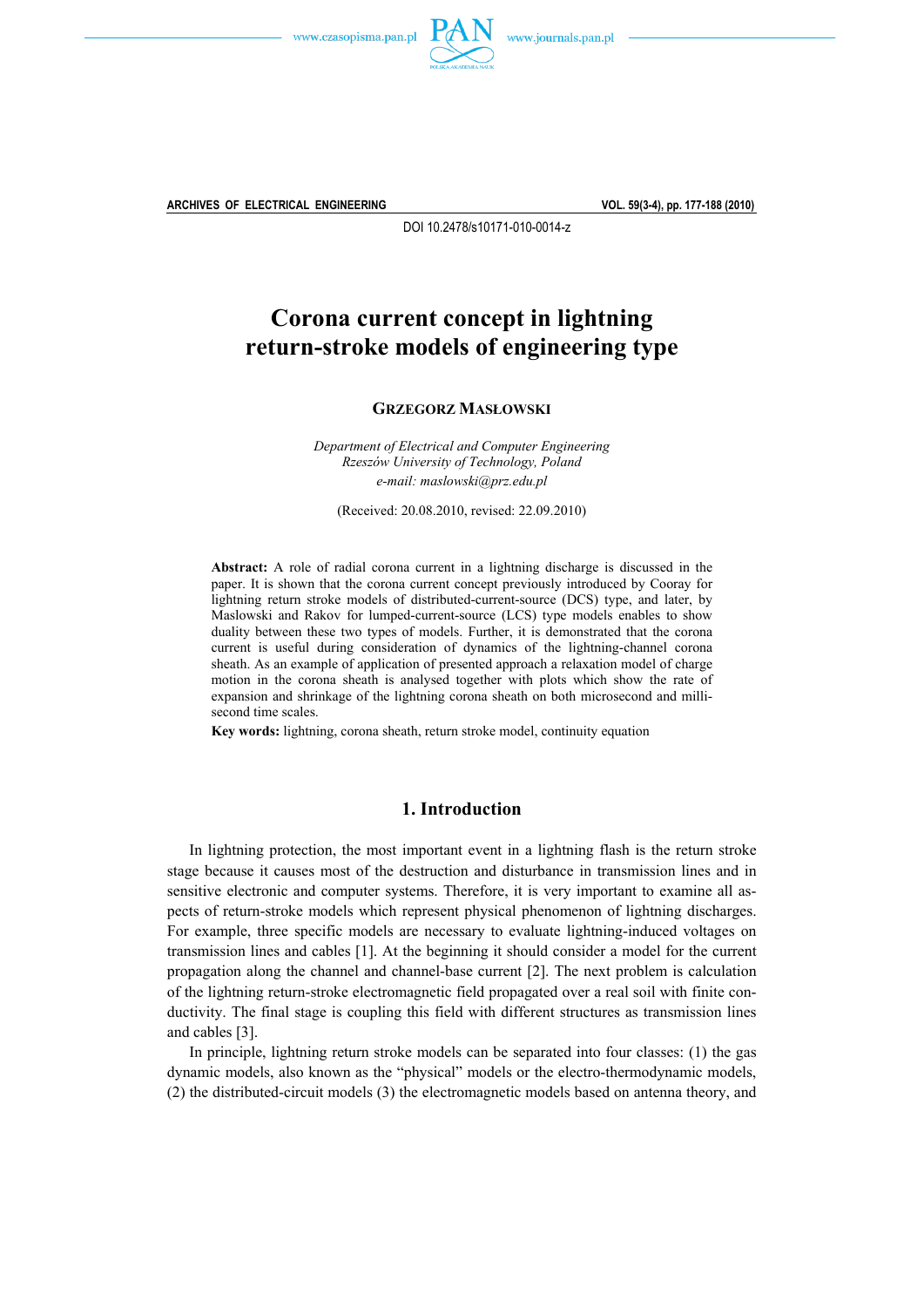DOI 10.2478/s10171-010-0014-z

# Corona current concept in lightning return-stroke models of engineering type

**GRZEGORZ MASŁOWSKI**

*Department of Electrical and Computer Engineering*
*Rzeszów University of Technology, Poland*
*e-mail: maslowski@prz.edu.pl*

(Received: 20.08.2010, revised: 22.09.2010)

**Abstract:** A role of radial corona current in a lightning discharge is discussed in the paper. It is shown that the corona current concept previously introduced by Cooray for lightning return stroke models of distributed-current-source (DCS) type, and later, by Maslowski and Rakov for lumped-current-source (LCS) type models enables to show duality between these two types of models. Further, it is demonstrated that the corona current is useful during consideration of dynamics of the lightning-channel corona sheath. As an example of application of presented approach a relaxation model of charge motion in the corona sheath is analysed together with plots which show the rate of expansion and shrinkage of the lightning corona sheath on both microsecond and millisecond time scales.

**Key words:** lightning, corona sheath, return stroke model, continuity equation

## 1. Introduction

In lightning protection, the most important event in a lightning flash is the return stroke stage because it causes most of the destruction and disturbance in transmission lines and in sensitive electronic and computer systems. Therefore, it is very important to examine all aspects of return-stroke models which represent physical phenomenon of lightning discharges. For example, three specific models are necessary to evaluate lightning-induced voltages on transmission lines and cables [1]. At the beginning it should consider a model for the current propagation along the channel and channel-base current [2]. The next problem is calculation of the lightning return-stroke electromagnetic field propagated over a real soil with finite conductivity. The final stage is coupling this field with different structures as transmission lines and cables [3].

In principle, lightning return stroke models can be separated into four classes: (1) the gas dynamic models, also known as the "physical" models or the electro-thermodynamic models, (2) the distributed-circuit models (3) the electromagnetic models based on antenna theory, and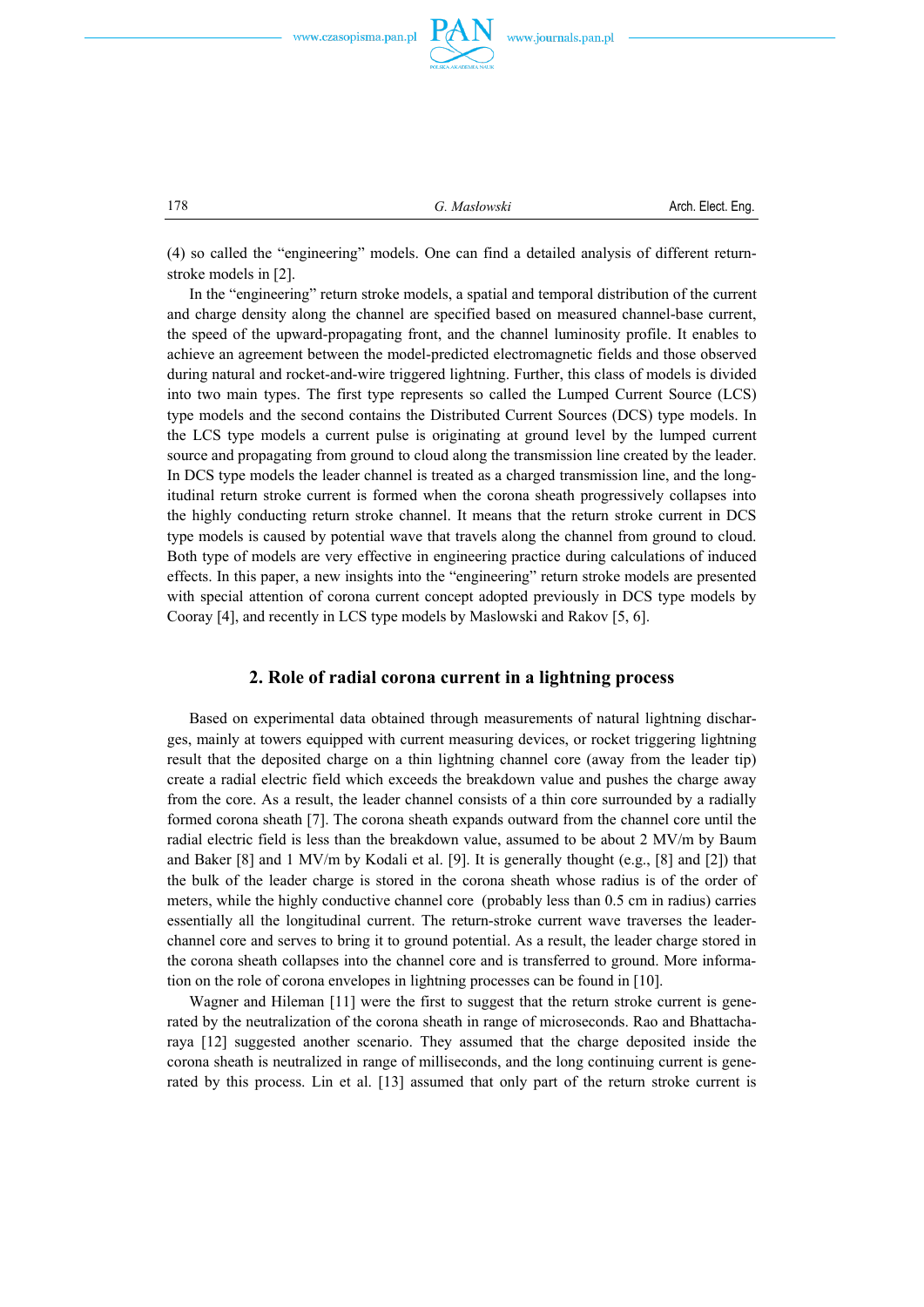(4) so called the “engineering” models. One can find a detailed analysis of different return-stroke models in [2].

In the “engineering” return stroke models, a spatial and temporal distribution of the current and charge density along the channel are specified based on measured channel-base current, the speed of the upward-propagating front, and the channel luminosity profile. It enables to achieve an agreement between the model-predicted electromagnetic fields and those observed during natural and rocket-and-wire triggered lightning. Further, this class of models is divided into two main types. The first type represents so called the Lumped Current Source (LCS) type models and the second contains the Distributed Current Sources (DCS) type models. In the LCS type models a current pulse is originating at ground level by the lumped current source and propagating from ground to cloud along the transmission line created by the leader. In DCS type models the leader channel is treated as a charged transmission line, and the longitudinal return stroke current is formed when the corona sheath progressively collapses into the highly conducting return stroke channel. It means that the return stroke current in DCS type models is caused by potential wave that travels along the channel from ground to cloud. Both type of models are very effective in engineering practice during calculations of induced effects. In this paper, a new insights into the “engineering” return stroke models are presented with special attention of corona current concept adopted previously in DCS type models by Cooray [4], and recently in LCS type models by Maslowski and Rakov [5, 6].

## 2. Role of radial corona current in a lightning process

Based on experimental data obtained through measurements of natural lightning discharges, mainly at towers equipped with current measuring devices, or rocket triggering lightning result that the deposited charge on a thin lightning channel core (away from the leader tip) create a radial electric field which exceeds the breakdown value and pushes the charge away from the core. As a result, the leader channel consists of a thin core surrounded by a radially formed corona sheath [7]. The corona sheath expands outward from the channel core until the radial electric field is less than the breakdown value, assumed to be about 2 MV/m by Baum and Baker [8] and 1 MV/m by Kodali et al. [9]. It is generally thought (e.g., [8] and [2]) that the bulk of the leader charge is stored in the corona sheath whose radius is of the order of meters, while the highly conductive channel core (probably less than 0.5 cm in radius) carries essentially all the longitudinal current. The return-stroke current wave traverses the leader-channel core and serves to bring it to ground potential. As a result, the leader charge stored in the corona sheath collapses into the channel core and is transferred to ground. More information on the role of corona envelopes in lightning processes can be found in [10].

Wagner and Hileman [11] were the first to suggest that the return stroke current is generated by the neutralization of the corona sheath in range of microseconds. Rao and Bhattacharaya [12] suggested another scenario. They assumed that the charge deposited inside the corona sheath is neutralized in range of milliseconds, and the long continuing current is generated by this process. Lin et al. [13] assumed that only part of the return stroke current is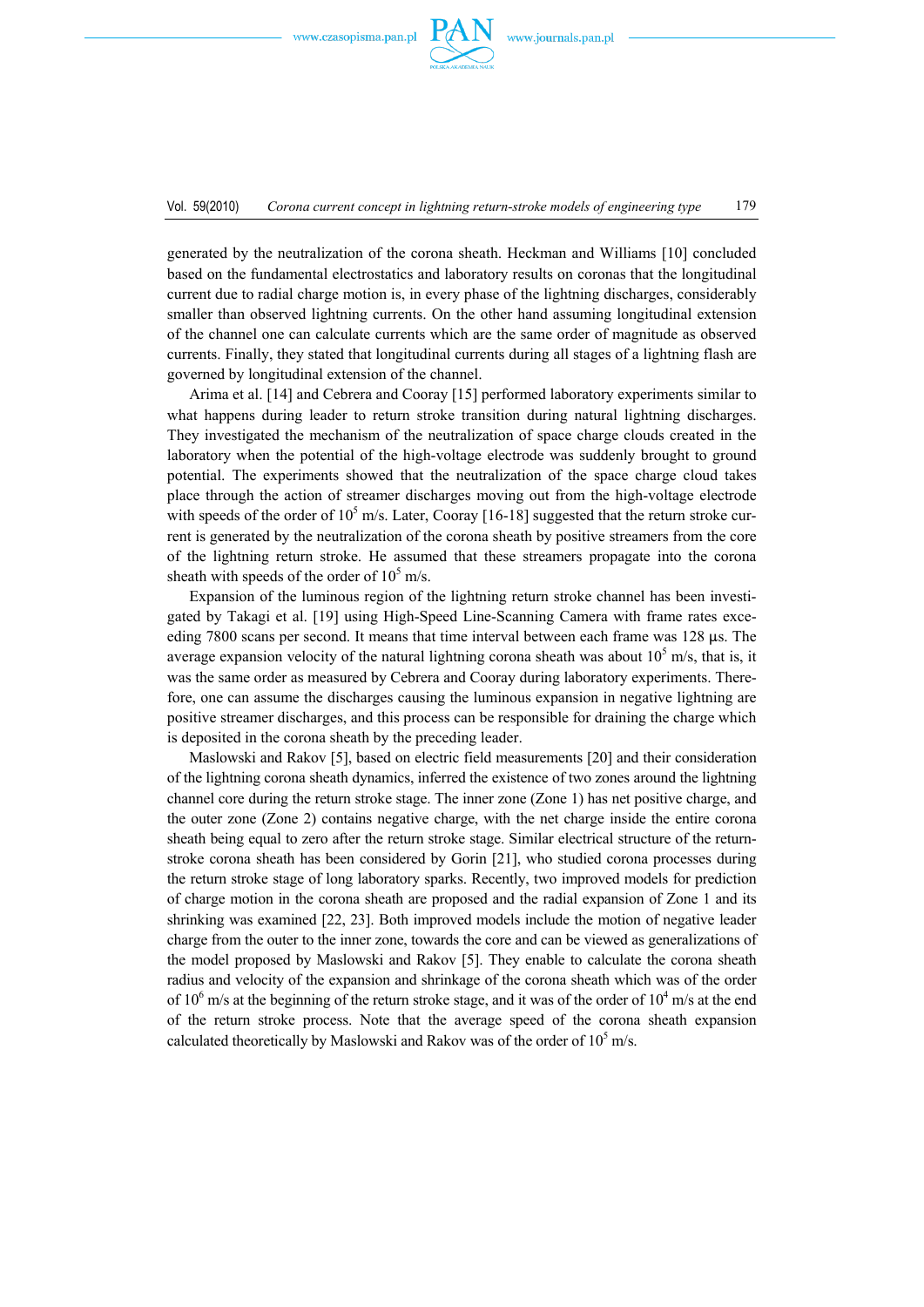generated by the neutralization of the corona sheath. Heckman and Williams [10] concluded based on the fundamental electrostatics and laboratory results on coronas that the longitudinal current due to radial charge motion is, in every phase of the lightning discharges, considerably smaller than observed lightning currents. On the other hand assuming longitudinal extension of the channel one can calculate currents which are the same order of magnitude as observed currents. Finally, they stated that longitudinal currents during all stages of a lightning flash are governed by longitudinal extension of the channel.

Arima et al. [14] and Cebrera and Cooray [15] performed laboratory experiments similar to what happens during leader to return stroke transition during natural lightning discharges. They investigated the mechanism of the neutralization of space charge clouds created in the laboratory when the potential of the high-voltage electrode was suddenly brought to ground potential. The experiments showed that the neutralization of the space charge cloud takes place through the action of streamer discharges moving out from the high-voltage electrode with speeds of the order of $10^5$ m/s. Later, Cooray [16-18] suggested that the return stroke current is generated by the neutralization of the corona sheath by positive streamers from the core of the lightning return stroke. He assumed that these streamers propagate into the corona sheath with speeds of the order of $10^5$ m/s.

Expansion of the luminous region of the lightning return stroke channel has been investigated by Takagi et al. [19] using High-Speed Line-Scanning Camera with frame rates exceeding 7800 scans per second. It means that time interval between each frame was 128 µs. The average expansion velocity of the natural lightning corona sheath was about $10^5$ m/s, that is, it was the same order as measured by Cebrera and Cooray during laboratory experiments. Therefore, one can assume the discharges causing the luminous expansion in negative lightning are positive streamer discharges, and this process can be responsible for draining the charge which is deposited in the corona sheath by the preceding leader.

Maslowski and Rakov [5], based on electric field measurements [20] and their consideration of the lightning corona sheath dynamics, inferred the existence of two zones around the lightning channel core during the return stroke stage. The inner zone (Zone 1) has net positive charge, and the outer zone (Zone 2) contains negative charge, with the net charge inside the entire corona sheath being equal to zero after the return stroke stage. Similar electrical structure of the return-stroke corona sheath has been considered by Gorin [21], who studied corona processes during the return stroke stage of long laboratory sparks. Recently, two improved models for prediction of charge motion in the corona sheath are proposed and the radial expansion of Zone 1 and its shrinking was examined [22, 23]. Both improved models include the motion of negative leader charge from the outer to the inner zone, towards the core and can be viewed as generalizations of the model proposed by Maslowski and Rakov [5]. They enable to calculate the corona sheath radius and velocity of the expansion and shrinkage of the corona sheath which was of the order of $10^6$ m/s at the beginning of the return stroke stage, and it was of the order of $10^4$ m/s at the end of the return stroke process. Note that the average speed of the corona sheath expansion calculated theoretically by Maslowski and Rakov was of the order of $10^5$ m/s.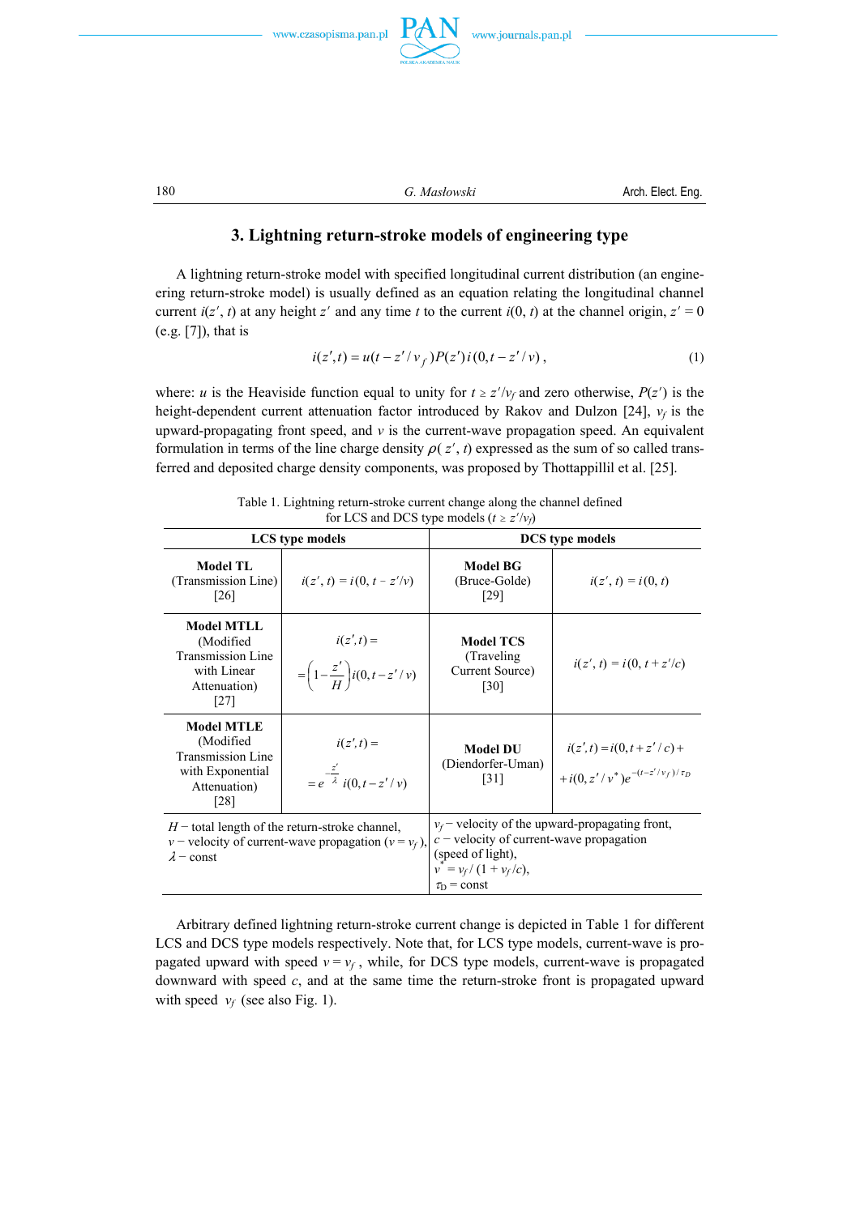## 3. Lightning return-stroke models of engineering type

A lightning return-stroke model with specified longitudinal current distribution (an engineering return-stroke model) is usually defined as an equation relating the longitudinal channel current $i(z', t)$ at any height $z'$ and any time $t$ to the current $i(0, t)$ at the channel origin, $z' = 0$ (e.g. [7]), that is

$$i(z',t) = u(t - z'/v_f)P(z')\,i(0, t - z'/v)\,, \tag{1}$$

where: $u$ is the Heaviside function equal to unity for $t \geq z'/v_f$ and zero otherwise, $P(z')$ is the height-dependent current attenuation factor introduced by Rakov and Dulzon [24], $v_f$ is the upward-propagating front speed, and $v$ is the current-wave propagation speed. An equivalent formulation in terms of the line charge density $\rho(z', t)$ expressed as the sum of so called transferred and deposited charge density components, was proposed by Thottappillil et al. [25].

Table 1. Lightning return-stroke current change along the channel defined for LCS and DCS type models ($t \geq z'/v_f$)

| LCS type models | | DCS type models | |
|---|---|---|---|
| **Model TL** (Transmission Line) [26] | $i(z', t) = i(0, t - z'/v)$ | **Model BG** (Bruce-Golde) [29] | $i(z', t) = i(0, t)$ |
| **Model MTLL** (Modified Transmission Line with Linear Attenuation) [27] | $i(z',t) = \left(1 - \frac{z'}{H}\right) i(0, t - z'/v)$ | **Model TCS** (Traveling Current Source) [30] | $i(z', t) = i(0, t + z'/c)$ |
| **Model MTLE** (Modified Transmission Line with Exponential Attenuation) [28] | $i(z',t) = e^{-\frac{z'}{\lambda}}\, i(0, t - z'/v)$ | **Model DU** (Diendorfer-Uman) [31] | $i(z',t) = i(0, t + z'/c) + i(0, z'/v^*) e^{-(t - z'/v_f)/\tau_D}$ |
| $H$ – total length of the return-stroke channel, $v$ – velocity of current-wave propagation ($v = v_f$), $\lambda$ – const | | $v_f$ – velocity of the upward-propagating front, $c$ – velocity of current-wave propagation (speed of light), $v^* = v_f/(1 + v_f/c)$, $\tau_D$ = const | |

Arbitrary defined lightning return-stroke current change is depicted in Table 1 for different LCS and DCS type models respectively. Note that, for LCS type models, current-wave is propagated upward with speed $v = v_f$, while, for DCS type models, current-wave is propagated downward with speed $c$, and at the same time the return-stroke front is propagated upward with speed $v_f$ (see also Fig. 1).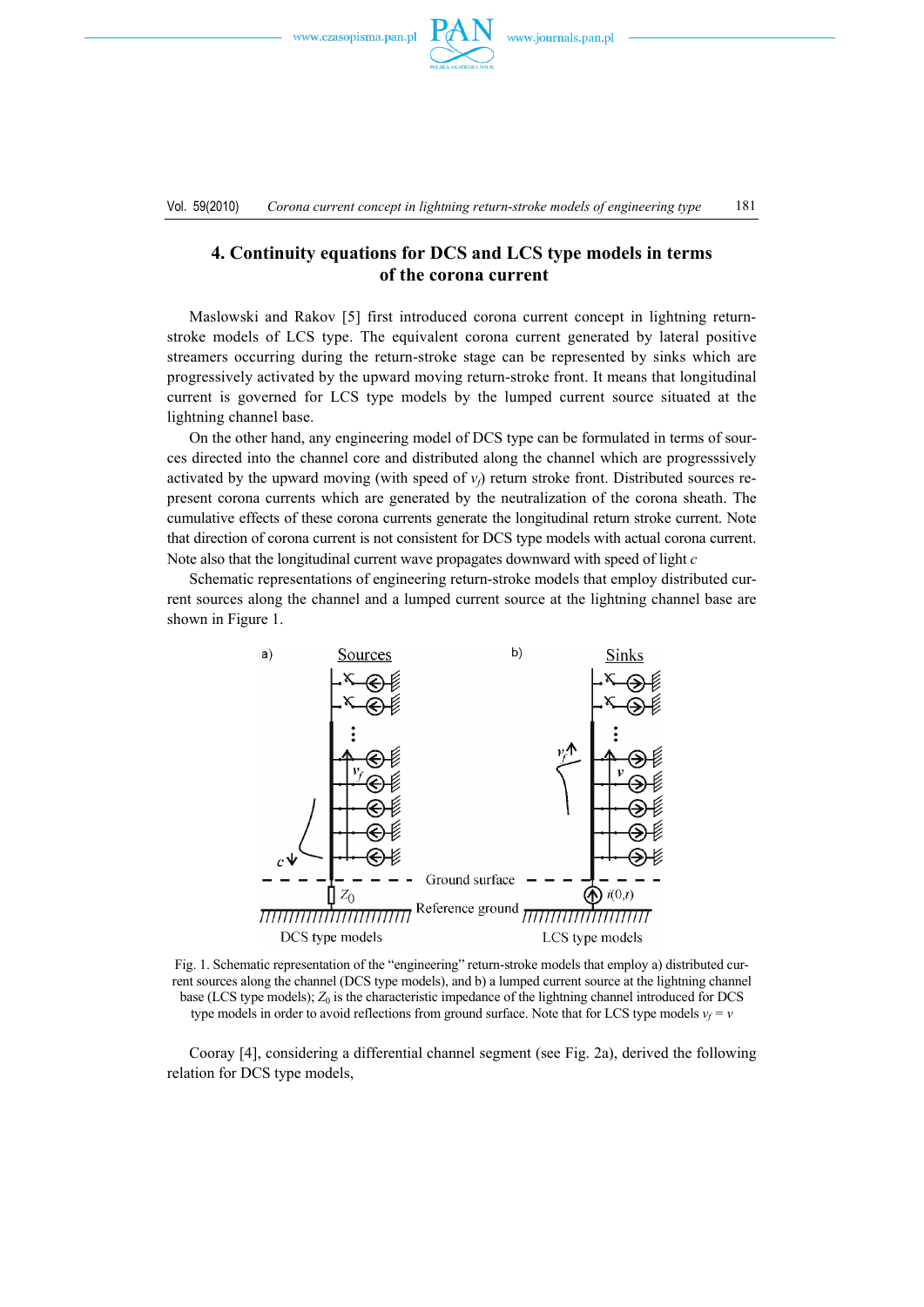## 4. Continuity equations for DCS and LCS type models in terms of the corona current

Maslowski and Rakov [5] first introduced corona current concept in lightning return-stroke models of LCS type. The equivalent corona current generated by lateral positive streamers occurring during the return-stroke stage can be represented by sinks which are progressively activated by the upward moving return-stroke front. It means that longitudinal current is governed for LCS type models by the lumped current source situated at the lightning channel base.

On the other hand, any engineering model of DCS type can be formulated in terms of sources directed into the channel core and distributed along the channel which are progresssively activated by the upward moving (with speed of $v_f$) return stroke front. Distributed sources represent corona currents which are generated by the neutralization of the corona sheath. The cumulative effects of these corona currents generate the longitudinal return stroke current. Note that direction of corona current is not consistent for DCS type models with actual corona current. Note also that the longitudinal current wave propagates downward with speed of light $c$

Schematic representations of engineering return-stroke models that employ distributed current sources along the channel and a lumped current source at the lightning channel base are shown in Figure 1.

Fig. 1. Schematic representation of the "engineering" return-stroke models that employ a) distributed current sources along the channel (DCS type models), and b) a lumped current source at the lightning channel base (LCS type models); $Z_0$ is the characteristic impedance of the lightning channel introduced for DCS type models in order to avoid reflections from ground surface. Note that for LCS type models $v_f = v$

Cooray [4], considering a differential channel segment (see Fig. 2a), derived the following relation for DCS type models,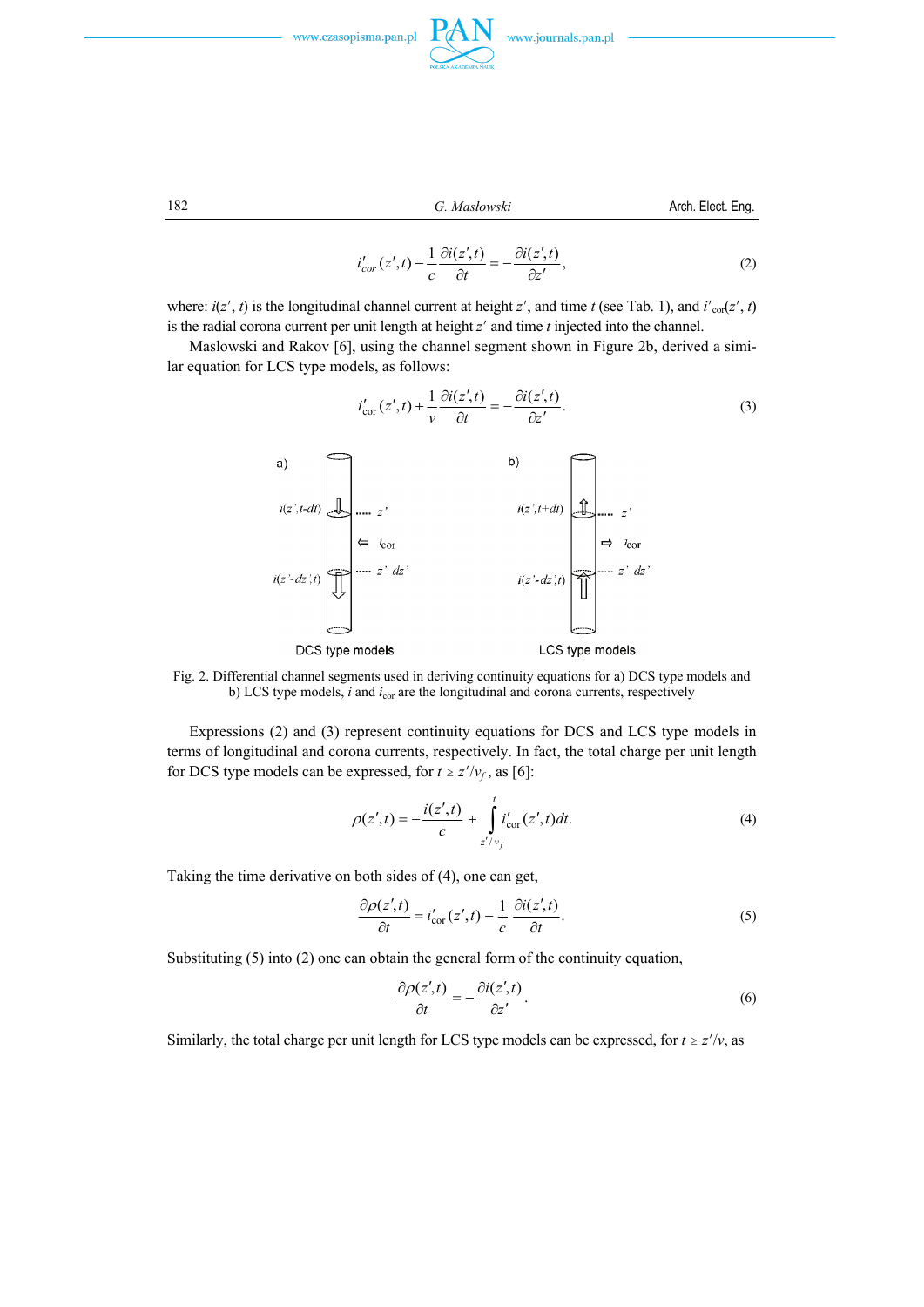$$i'_{cor}(z',t) - \frac{1}{c}\frac{\partial i(z',t)}{\partial t} = -\frac{\partial i(z',t)}{\partial z'}, \tag{2}$$

where: $i(z', t)$ is the longitudinal channel current at height $z'$, and time $t$ (see Tab. 1), and $i'_{cor}(z', t)$ is the radial corona current per unit length at height $z'$ and time $t$ injected into the channel.

Maslowski and Rakov [6], using the channel segment shown in Figure 2b, derived a similar equation for LCS type models, as follows:

$$i'_{cor}(z',t) + \frac{1}{v}\frac{\partial i(z',t)}{\partial t} = -\frac{\partial i(z',t)}{\partial z'}. \tag{3}$$

Fig. 2. Differential channel segments used in deriving continuity equations for a) DCS type models and b) LCS type models, $i$ and $i_{cor}$ are the longitudinal and corona currents, respectively

Expressions (2) and (3) represent continuity equations for DCS and LCS type models in terms of longitudinal and corona currents, respectively. In fact, the total charge per unit length for DCS type models can be expressed, for $t \geq z'/v_f$, as [6]:

$$\rho(z',t) = -\frac{i(z',t)}{c} + \int_{z'/v_f}^{t} i'_{cor}(z',t)dt. \tag{4}$$

Taking the time derivative on both sides of (4), one can get,

$$\frac{\partial \rho(z',t)}{\partial t} = i'_{cor}(z',t) - \frac{1}{c}\frac{\partial i(z',t)}{\partial t}. \tag{5}$$

Substituting (5) into (2) one can obtain the general form of the continuity equation,

$$\frac{\partial \rho(z',t)}{\partial t} = -\frac{\partial i(z',t)}{\partial z'}. \tag{6}$$

Similarly, the total charge per unit length for LCS type models can be expressed, for $t \geq z'/v$, as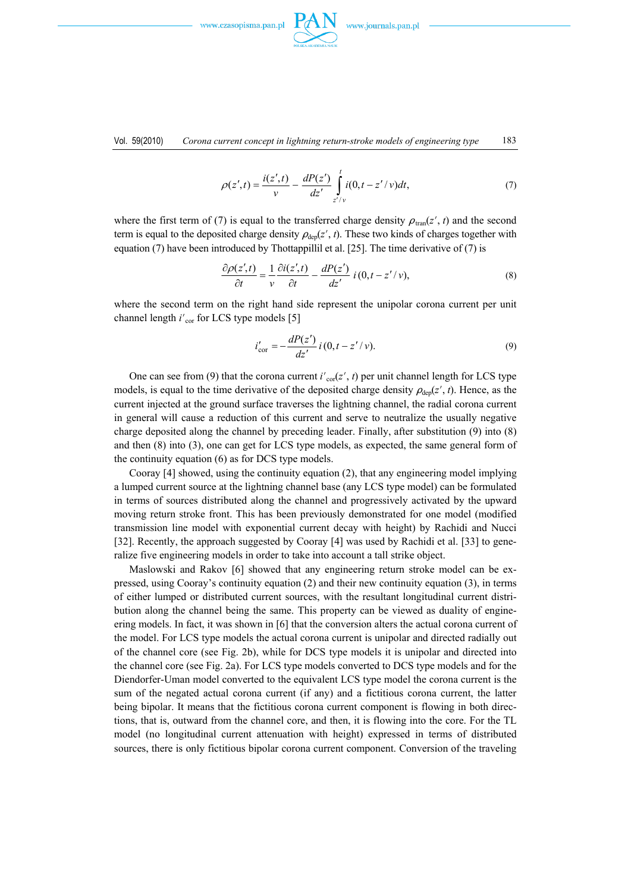$$\rho(z',t) = \frac{i(z',t)}{v} - \frac{dP(z')}{dz'} \int_{z'/v}^{t} i(0, t - z'/v)dt, \tag{7}$$

where the first term of (7) is equal to the transferred charge density $\rho_{\text{tran}}(z', t)$ and the second term is equal to the deposited charge density $\rho_{\text{dep}}(z', t)$. These two kinds of charges together with equation (7) have been introduced by Thottappillil et al. [25]. The time derivative of (7) is

$$\frac{\partial \rho(z',t)}{\partial t} = \frac{1}{v}\frac{\partial i(z',t)}{\partial t} - \frac{dP(z')}{dz'}\, i(0, t - z'/v), \tag{8}$$

where the second term on the right hand side represent the unipolar corona current per unit channel length $i'_{\text{cor}}$ for LCS type models [5]

$$i'_{\text{cor}} = -\frac{dP(z')}{dz'}\, i(0, t - z'/v). \tag{9}$$

One can see from (9) that the corona current $i'_{\text{cor}}(z', t)$ per unit channel length for LCS type models, is equal to the time derivative of the deposited charge density $\rho_{\text{dep}}(z', t)$. Hence, as the current injected at the ground surface traverses the lightning channel, the radial corona current in general will cause a reduction of this current and serve to neutralize the usually negative charge deposited along the channel by preceding leader. Finally, after substitution (9) into (8) and then (8) into (3), one can get for LCS type models, as expected, the same general form of the continuity equation (6) as for DCS type models.

Cooray [4] showed, using the continuity equation (2), that any engineering model implying a lumped current source at the lightning channel base (any LCS type model) can be formulated in terms of sources distributed along the channel and progressively activated by the upward moving return stroke front. This has been previously demonstrated for one model (modified transmission line model with exponential current decay with height) by Rachidi and Nucci [32]. Recently, the approach suggested by Cooray [4] was used by Rachidi et al. [33] to generalize five engineering models in order to take into account a tall strike object.

Maslowski and Rakov [6] showed that any engineering return stroke model can be expressed, using Cooray's continuity equation (2) and their new continuity equation (3), in terms of either lumped or distributed current sources, with the resultant longitudinal current distribution along the channel being the same. This property can be viewed as duality of engineering models. In fact, it was shown in [6] that the conversion alters the actual corona current of the model. For LCS type models the actual corona current is unipolar and directed radially out of the channel core (see Fig. 2b), while for DCS type models it is unipolar and directed into the channel core (see Fig. 2a). For LCS type models converted to DCS type models and for the Diendorfer-Uman model converted to the equivalent LCS type model the corona current is the sum of the negated actual corona current (if any) and a fictitious corona current, the latter being bipolar. It means that the fictitious corona current component is flowing in both directions, that is, outward from the channel core and then, it is flowing into the core. For the TL model (no longitudinal current attenuation with height) expressed in terms of distributed sources, there is only fictitious bipolar corona current component. Conversion of the traveling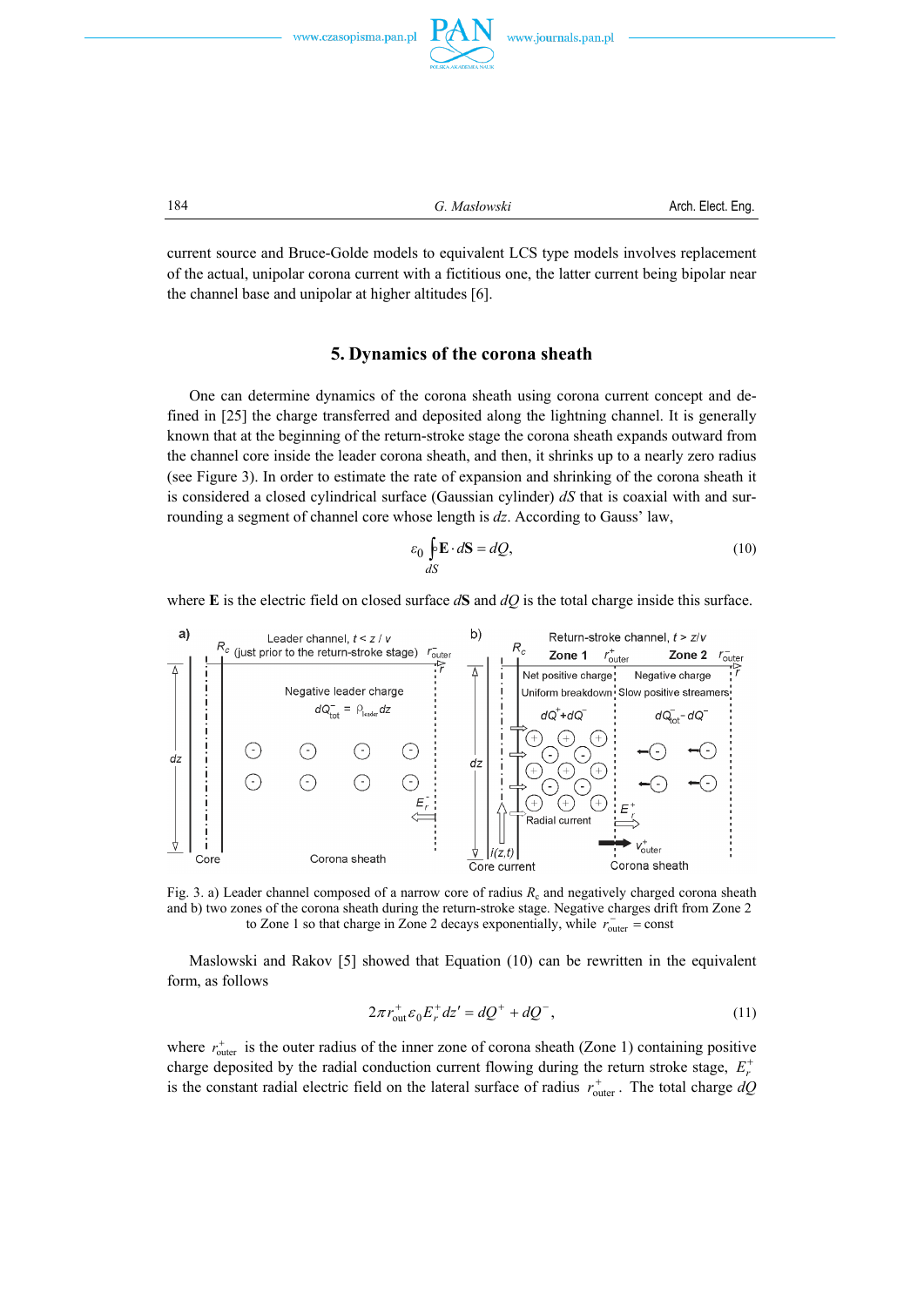current source and Bruce-Golde models to equivalent LCS type models involves replacement of the actual, unipolar corona current with a fictitious one, the latter current being bipolar near the channel base and unipolar at higher altitudes [6].

## 5. Dynamics of the corona sheath

One can determine dynamics of the corona sheath using corona current concept and defined in [25] the charge transferred and deposited along the lightning channel. It is generally known that at the beginning of the return-stroke stage the corona sheath expands outward from the channel core inside the leader corona sheath, and then, it shrinks up to a nearly zero radius (see Figure 3). In order to estimate the rate of expansion and shrinking of the corona sheath it is considered a closed cylindrical surface (Gaussian cylinder) $dS$ that is coaxial with and surrounding a segment of channel core whose length is $dz$. According to Gauss' law,

$$\varepsilon_0 \oint_{dS} \mathbf{E} \cdot d\mathbf{S} = dQ, \tag{10}$$

where $\mathbf{E}$ is the electric field on closed surface $d\mathbf{S}$ and $dQ$ is the total charge inside this surface.

Fig. 3. a) Leader channel composed of a narrow core of radius $R_c$ and negatively charged corona sheath and b) two zones of the corona sheath during the return-stroke stage. Negative charges drift from Zone 2 to Zone 1 so that charge in Zone 2 decays exponentially, while $r^-_{\text{outer}} = \text{const}$

Maslowski and Rakov [5] showed that Equation (10) can be rewritten in the equivalent form, as follows

$$2\pi r^+_{\text{out}} \varepsilon_0 E^+_r dz' = dQ^+ + dQ^-, \tag{11}$$

where $r^+_{\text{outer}}$ is the outer radius of the inner zone of corona sheath (Zone 1) containing positive charge deposited by the radial conduction current flowing during the return stroke stage, $E^+_r$ is the constant radial electric field on the lateral surface of radius $r^+_{\text{outer}}$. The total charge $dQ$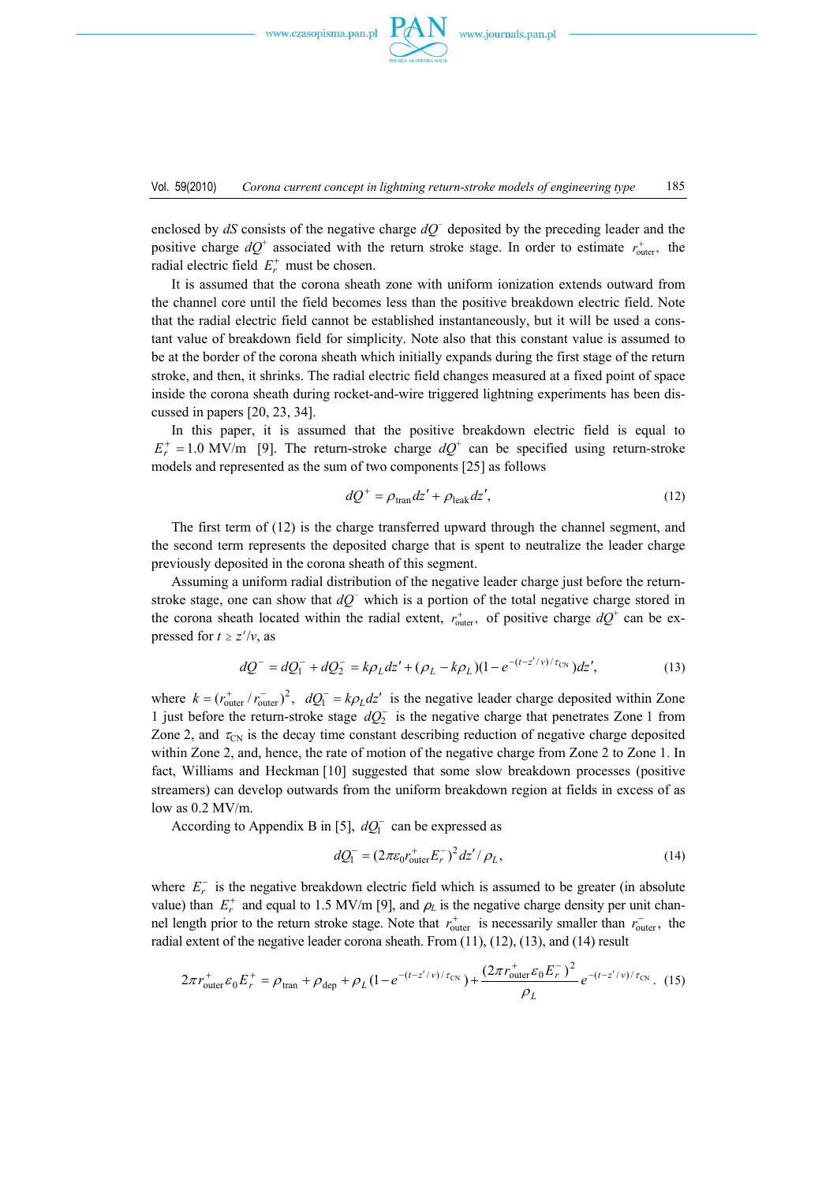enclosed by $dS$ consists of the negative charge $dQ^-$ deposited by the preceding leader and the positive charge $dQ^+$ associated with the return stroke stage. In order to estimate $r^+_{\text{outer}}$, the radial electric field $E^+_r$ must be chosen.

It is assumed that the corona sheath zone with uniform ionization extends outward from the channel core until the field becomes less than the positive breakdown electric field. Note that the radial electric field cannot be established instantaneously, but it will be used a constant value of breakdown field for simplicity. Note also that this constant value is assumed to be at the border of the corona sheath which initially expands during the first stage of the return stroke, and then, it shrinks. The radial electric field changes measured at a fixed point of space inside the corona sheath during rocket-and-wire triggered lightning experiments has been discussed in papers [20, 23, 34].

In this paper, it is assumed that the positive breakdown electric field is equal to $E^+_r = 1.0$ MV/m [9]. The return-stroke charge $dQ^+$ can be specified using return-stroke models and represented as the sum of two components [25] as follows

$$dQ^+ = \rho_{\text{tran}} dz' + \rho_{\text{leak}} dz', \tag{12}$$

The first term of (12) is the charge transferred upward through the channel segment, and the second term represents the deposited charge that is spent to neutralize the leader charge previously deposited in the corona sheath of this segment.

Assuming a uniform radial distribution of the negative leader charge just before the return-stroke stage, one can show that $dQ^-$ which is a portion of the total negative charge stored in the corona sheath located within the radial extent, $r^+_{\text{outer}}$, of positive charge $dQ^+$ can be expressed for $t \geq z'/v$, as

$$dQ^- = dQ^-_1 + dQ^-_2 = k\rho_L dz' + (\rho_L - k\rho_L)(1 - e^{-(t - z'/v)/\tau_{\text{CN}}})dz', \tag{13}$$

where $k = (r^+_{\text{outer}} / r^-_{\text{outer}})^2$, $dQ^-_1 = k\rho_L dz'$ is the negative leader charge deposited within Zone 1 just before the return-stroke stage $dQ^-_2$ is the negative charge that penetrates Zone 1 from Zone 2, and $\tau_{\text{CN}}$ is the decay time constant describing reduction of negative charge deposited within Zone 2, and, hence, the rate of motion of the negative charge from Zone 2 to Zone 1. In fact, Williams and Heckman [10] suggested that some slow breakdown processes (positive streamers) can develop outwards from the uniform breakdown region at fields in excess of as low as 0.2 MV/m.

According to Appendix B in [5], $dQ^-_1$ can be expressed as

$$dQ^-_1 = (2\pi\varepsilon_0 r^+_{\text{outer}} E^-_r)^2 dz' / \rho_L, \tag{14}$$

where $E^-_r$ is the negative breakdown electric field which is assumed to be greater (in absolute value) than $E^+_r$ and equal to 1.5 MV/m [9], and $\rho_L$ is the negative charge density per unit channel length prior to the return stroke stage. Note that $r^+_{\text{outer}}$ is necessarily smaller than $r^-_{\text{outer}}$, the radial extent of the negative leader corona sheath. From (11), (12), (13), and (14) result

$$2\pi r^+_{\text{outer}} \varepsilon_0 E^+_r = \rho_{\text{tran}} + \rho_{\text{dep}} + \rho_L (1 - e^{-(t - z'/v)/\tau_{\text{CN}}}) + \frac{(2\pi r^+_{\text{outer}} \varepsilon_0 E^-_r)^2}{\rho_L} e^{-(t - z'/v)/\tau_{\text{CN}}}. \tag{15}$$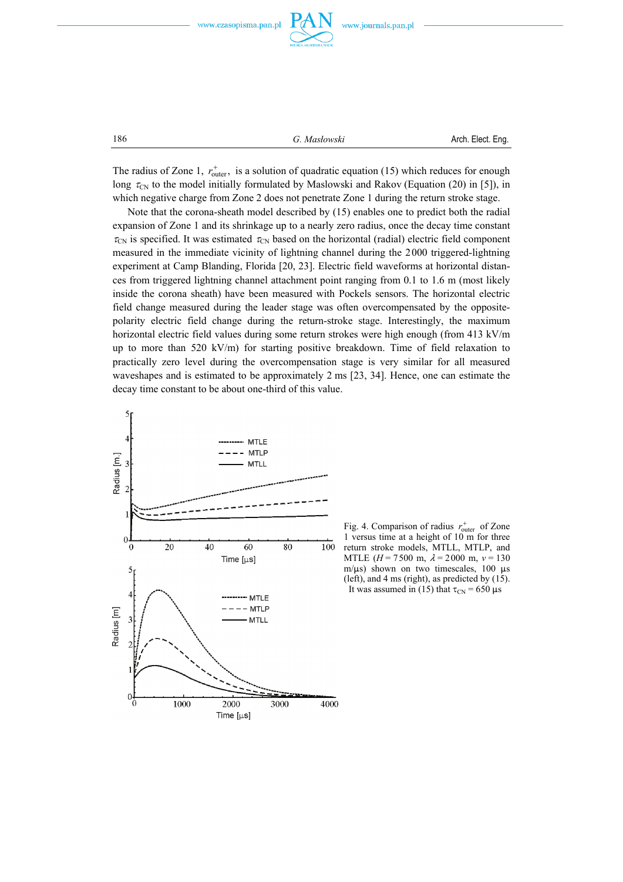The radius of Zone 1, $r^{+}_{\text{outer}}$, is a solution of quadratic equation (15) which reduces for enough long $\tau_{\text{CN}}$ to the model initially formulated by Maslowski and Rakov (Equation (20) in [5]), in which negative charge from Zone 2 does not penetrate Zone 1 during the return stroke stage.

Note that the corona-sheath model described by (15) enables one to predict both the radial expansion of Zone 1 and its shrinkage up to a nearly zero radius, once the decay time constant $\tau_{\text{CN}}$ is specified. It was estimated $\tau_{\text{CN}}$ based on the horizontal (radial) electric field component measured in the immediate vicinity of lightning channel during the 2000 triggered-lightning experiment at Camp Blanding, Florida [20, 23]. Electric field waveforms at horizontal distances from triggered lightning channel attachment point ranging from 0.1 to 1.6 m (most likely inside the corona sheath) have been measured with Pockels sensors. The horizontal electric field change measured during the leader stage was often overcompensated by the opposite-polarity electric field change during the return-stroke stage. Interestingly, the maximum horizontal electric field values during some return strokes were high enough (from 413 kV/m up to more than 520 kV/m) for starting positive breakdown. Time of field relaxation to practically zero level during the overcompensation stage is very similar for all measured waveshapes and is estimated to be approximately 2 ms [23, 34]. Hence, one can estimate the decay time constant to be about one-third of this value.

Fig. 4. Comparison of radius $r^{+}_{\text{outer}}$ of Zone 1 versus time at a height of 10 m for three return stroke models, MTLL, MTLP, and MTLE ($H = 7500$ m, $\lambda = 2000$ m, $v = 130$ m/µs) shown on two timescales, 100 µs (left), and 4 ms (right), as predicted by (15). It was assumed in (15) that $\tau_{\text{CN}} = 650$ µs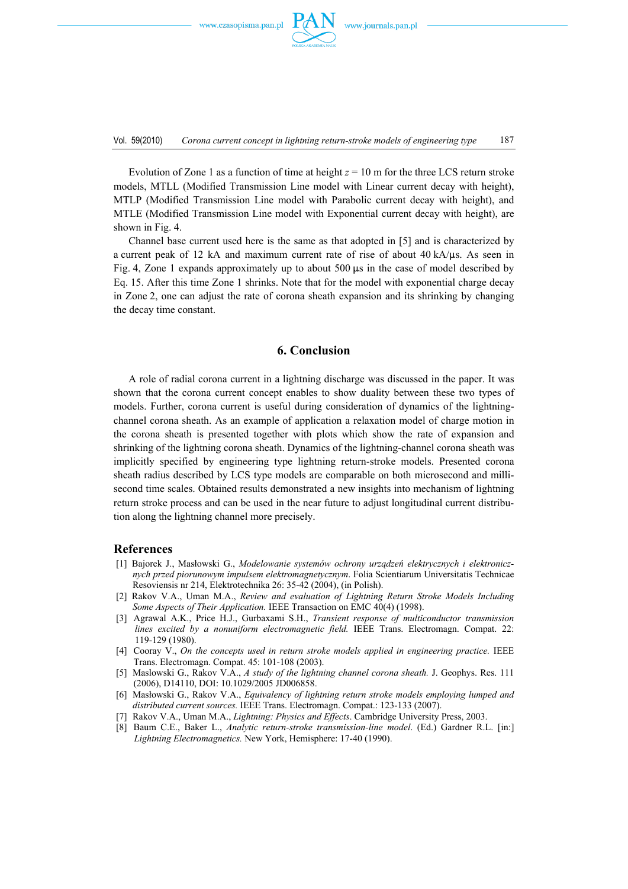Evolution of Zone 1 as a function of time at height $z = 10$ m for the three LCS return stroke models, MTLL (Modified Transmission Line model with Linear current decay with height), MTLP (Modified Transmission Line model with Parabolic current decay with height), and MTLE (Modified Transmission Line model with Exponential current decay with height), are shown in Fig. 4.

Channel base current used here is the same as that adopted in [5] and is characterized by a current peak of 12 kA and maximum current rate of rise of about 40 kA/μs. As seen in Fig. 4, Zone 1 expands approximately up to about 500 μs in the case of model described by Eq. 15. After this time Zone 1 shrinks. Note that for the model with exponential charge decay in Zone 2, one can adjust the rate of corona sheath expansion and its shrinking by changing the decay time constant.

## 6. Conclusion

A role of radial corona current in a lightning discharge was discussed in the paper. It was shown that the corona current concept enables to show duality between these two types of models. Further, corona current is useful during consideration of dynamics of the lightning-channel corona sheath. As an example of application a relaxation model of charge motion in the corona sheath is presented together with plots which show the rate of expansion and shrinking of the lightning corona sheath. Dynamics of the lightning-channel corona sheath was implicitly specified by engineering type lightning return-stroke models. Presented corona sheath radius described by LCS type models are comparable on both microsecond and millisecond time scales. Obtained results demonstrated a new insights into mechanism of lightning return stroke process and can be used in the near future to adjust longitudinal current distribution along the lightning channel more precisely.

## References

[1] Bajorek J., Masłowski G., *Modelowanie systemów ochrony urządzeń elektrycznych i elektronicznych przed piorunowym impulsem elektromagnetycznym*. Folia Scientiarum Universitatis Technicae Resoviensis nr 214, Elektrotechnika 26: 35-42 (2004), (in Polish).

[2] Rakov V.A., Uman M.A., *Review and evaluation of Lightning Return Stroke Models Including Some Aspects of Their Application.* IEEE Transaction on EMC 40(4) (1998).

[3] Agrawal A.K., Price H.J., Gurbaxami S.H., *Transient response of multiconductor transmission lines excited by a nonuniform electromagnetic field.* IEEE Trans. Electromagn. Compat. 22: 119-129 (1980).

[4] Cooray V., *On the concepts used in return stroke models applied in engineering practice.* IEEE Trans. Electromagn. Compat. 45: 101-108 (2003).

[5] Maslowski G., Rakov V.A., *A study of the lightning channel corona sheath.* J. Geophys. Res. 111 (2006), D14110, DOI: 10.1029/2005 JD006858.

[6] Masłowski G., Rakov V.A., *Equivalency of lightning return stroke models employing lumped and distributed current sources.* IEEE Trans. Electromagn. Compat.: 123-133 (2007).

[7] Rakov V.A., Uman M.A., *Lightning: Physics and Effects*. Cambridge University Press, 2003.

[8] Baum C.E., Baker L., *Analytic return-stroke transmission-line model.* (Ed.) Gardner R.L. [in:] *Lightning Electromagnetics.* New York, Hemisphere: 17-40 (1990).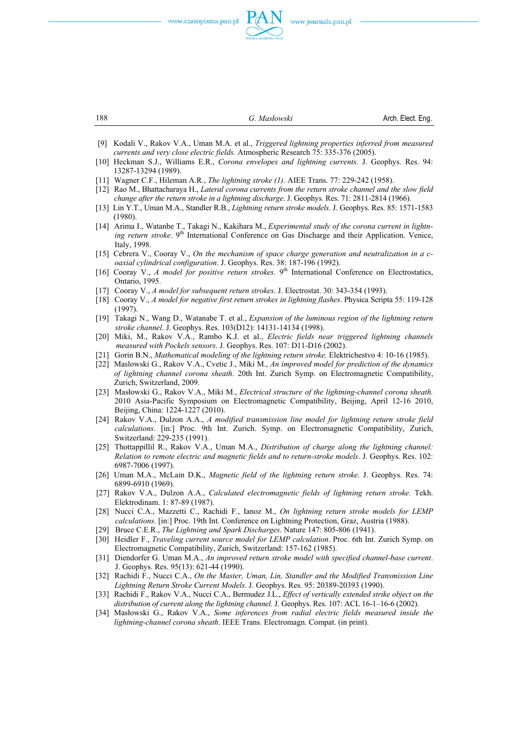[9] Kodali V., Rakov V.A., Uman M.A. et al., *Triggered lightning properties inferred from measured currents and very close electric fields.* Atmospheric Research 75: 335-376 (2005).

[10] Heckman S.J., Williams E.R., *Corona envelopes and lightning currents.* J. Geophys. Res. 94: 13287-13294 (1989).

[11] Wagner C.F., Hileman A.R., *The lightning stroke (1).* AIEE Trans. 77: 229-242 (1958).

[12] Rao M., Bhattacharaya H., *Lateral corona currents from the return stroke channel and the slow field change after the return stroke in a lightning discharge*. J. Geophys. Res. 71: 2811-2814 (1966).

[13] Lin Y.T., Uman M.A., Standler R.B., *Lightning return stroke models*. J. Geophys. Res. 85: 1571-1583 (1980).

[14] Arima I., Watanbe T., Takagi N., Kakihara M., *Experimental study of the corona current in lightning return stroke*. 9th International Conference on Gas Discharge and their Application. Venice, Italy, 1998.

[15] Cebrera V., Cooray V., *On the mechanism of space charge generation and neutralization in a c-oaxial cylindrical configuration*. J. Geophys. Res. 38: 187-196 (1992).

[16] Cooray V., *A model for positive return strokes.* 9th International Conference on Electrostatics, Ontario, 1995.

[17] Cooray V., *A model for subsequent return strokes*. J. Electrostat. 30: 343-354 (1993).

[18] Cooray V., *A model for negative first return strokes in lightning flashes*. Physica Scripta 55: 119-128 (1997).

[19] Takagi N., Wang D., Watanabe T. et al., *Expansion of the luminous region of the lightning return stroke channel*. J. Geophys. Res. 103(D12): 14131-14134 (1998).

[20] Miki, M., Rakov V.A., Rambo K.J. et al., *Electric fields near triggered lightning channels measured with Pockels sensors*. J. Geophys. Res. 107: D11-D16 (2002).

[21] Gorin B.N., *Mathematical modeling of the lightning return stroke.* Elektrichestvo 4: 10-16 (1985).

[22] Maslowski G., Rakov V.A., Cvetic J., Miki M., *An improved model for prediction of the dynamics of lightning channel corona sheath*. 20th Int. Zurich Symp. on Electromagnetic Compatibility, Zurich, Switzerland, 2009.

[23] Masłowski G., Rakov V.A., Miki M., *Electrical structure of the lightning-channel corona sheath.* 2010 Asia-Pacific Symposium on Electromagnetic Compatibility, Beijing, April 12-16 2010, Beijing, China: 1224-1227 (2010).

[24] Rakov V.A., Dulzon A.A., *A modified transmission line model for lightning return stroke field calculations*. [in:] Proc. 9th Int. Zurich. Symp. on Electromagnetic Compatibility, Zurich, Switzerland: 229-235 (1991).

[25] Thottappillil R., Rakov V.A., Uman M.A., *Distribution of charge along the lightning channel: Relation to remote electric and magnetic fields and to return-stroke models*. J. Geophys. Res. 102: 6987-7006 (1997).

[26] Uman M.A., McLain D.K., *Magnetic field of the lightning return stroke*. J. Geophys. Res. 74: 6899-6910 (1969).

[27] Rakov V.A., Dulzon A.A., *Calculated electromagnetic fields of lightning return stroke.* Tekh. Elektrodinam. 1: 87-89 (1987).

[28] Nucci C.A., Mazzetti C., Rachidi F., Ianoz M., *On lightning return stroke models for LEMP calculations.* [in:] Proc. 19th Int. Conference on Lightning Protection, Graz, Austria (1988).

[29] Bruce C.E.R., *The Lightning and Spark Discharges*. Nature 147: 805-806 (1941).

[30] Heidler F., *Traveling current source model for LEMP calculation*. Proc. 6th Int. Zurich Symp. on Electromagnetic Compatibility, Zurich, Switzerland: 157-162 (1985).

[31] Diendorfer G. Uman M.A., *An improved return stroke model with specified channel-base current*. J. Geophys. Res. 95(13): 621-44 (1990).

[32] Rachidi F., Nucci C.A., *On the Master, Uman, Lin, Standler and the Modified Transmission Line Lightning Return Stroke Current Models.* J. Geophys. Res. 95: 20389-20393 (1990).

[33] Rachidi F., Rakov V.A., Nucci C.A., Bermudez J.L., *Effect of vertically extended strike object on the distribution of current along the lightning channel.* J. Geophys. Res. 107: ACL 16-1–16-6 (2002).

[34] Masłowski G., Rakov V.A., *Some inferences from radial electric fields measured inside the lightning-channel corona sheath*. IEEE Trans. Electromagn. Compat. (in print).